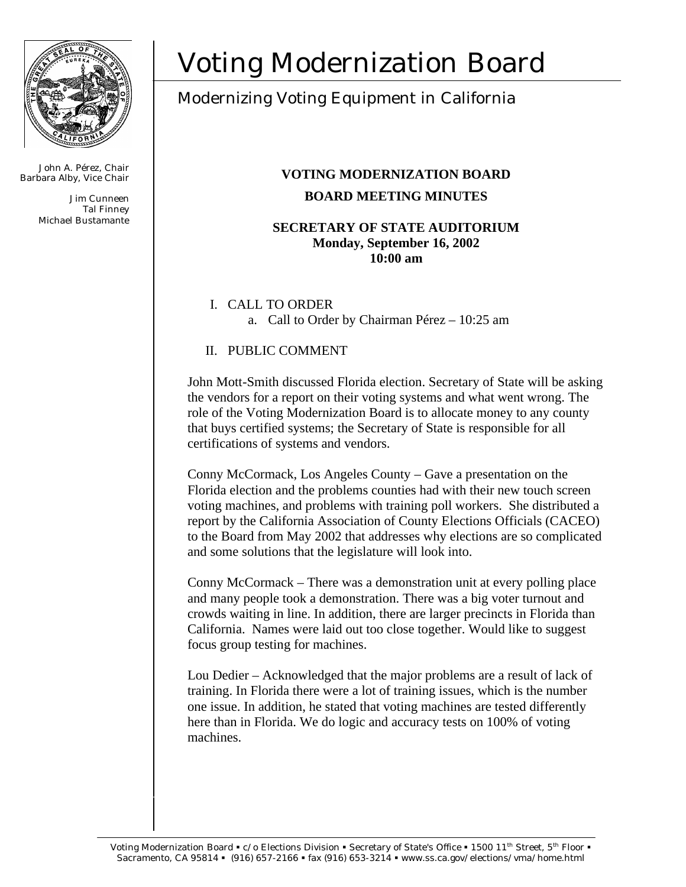# Voting Modernization Board

## Modernizing Voting Equipment in California

John A. Pérez, Chair
Barbara Alby, Vice Chair

Jim Cunneen
Tal Finney
Michael Bustamante

**VOTING MODERNIZATION BOARD**

**BOARD MEETING MINUTES**

**SECRETARY OF STATE AUDITORIUM**
**Monday, September 16, 2002**
**10:00 am**

I. CALL TO ORDER
   a. Call to Order by Chairman Pérez – 10:25 am

II. PUBLIC COMMENT

John Mott-Smith discussed Florida election. Secretary of State will be asking the vendors for a report on their voting systems and what went wrong. The role of the Voting Modernization Board is to allocate money to any county that buys certified systems; the Secretary of State is responsible for all certifications of systems and vendors.

Conny McCormack, Los Angeles County – Gave a presentation on the Florida election and the problems counties had with their new touch screen voting machines, and problems with training poll workers. She distributed a report by the California Association of County Elections Officials (CACEO) to the Board from May 2002 that addresses why elections are so complicated and some solutions that the legislature will look into.

Conny McCormack – There was a demonstration unit at every polling place and many people took a demonstration. There was a big voter turnout and crowds waiting in line. In addition, there are larger precincts in Florida than California. Names were laid out too close together. Would like to suggest focus group testing for machines.

Lou Dedier – Acknowledged that the major problems are a result of lack of training. In Florida there were a lot of training issues, which is the number one issue. In addition, he stated that voting machines are tested differently here than in Florida. We do logic and accuracy tests on 100% of voting machines.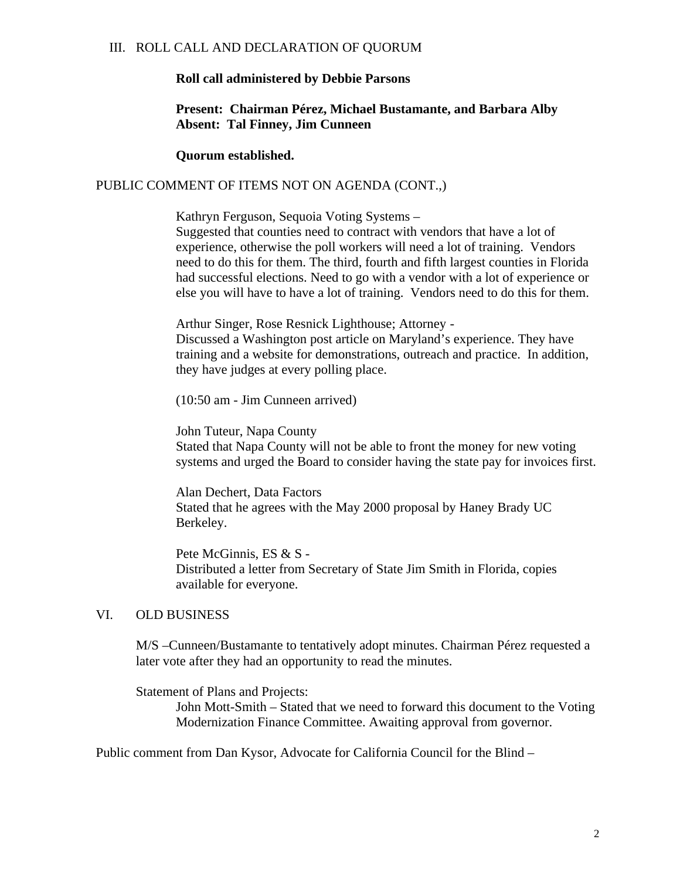III. ROLL CALL AND DECLARATION OF QUORUM

**Roll call administered by Debbie Parsons**

**Present: Chairman Pérez, Michael Bustamante, and Barbara Alby**
**Absent: Tal Finney, Jim Cunneen**

**Quorum established.**

PUBLIC COMMENT OF ITEMS NOT ON AGENDA (CONT.,)

Kathryn Ferguson, Sequoia Voting Systems –
Suggested that counties need to contract with vendors that have a lot of experience, otherwise the poll workers will need a lot of training. Vendors need to do this for them. The third, fourth and fifth largest counties in Florida had successful elections. Need to go with a vendor with a lot of experience or else you will have to have a lot of training. Vendors need to do this for them.

Arthur Singer, Rose Resnick Lighthouse; Attorney -
Discussed a Washington post article on Maryland's experience. They have training and a website for demonstrations, outreach and practice. In addition, they have judges at every polling place.

(10:50 am - Jim Cunneen arrived)

John Tuteur, Napa County
Stated that Napa County will not be able to front the money for new voting systems and urged the Board to consider having the state pay for invoices first.

Alan Dechert, Data Factors
Stated that he agrees with the May 2000 proposal by Haney Brady UC Berkeley.

Pete McGinnis, ES & S -
Distributed a letter from Secretary of State Jim Smith in Florida, copies available for everyone.

VI. OLD BUSINESS

M/S –Cunneen/Bustamante to tentatively adopt minutes. Chairman Pérez requested a later vote after they had an opportunity to read the minutes.

Statement of Plans and Projects:
John Mott-Smith – Stated that we need to forward this document to the Voting Modernization Finance Committee. Awaiting approval from governor.

Public comment from Dan Kysor, Advocate for California Council for the Blind –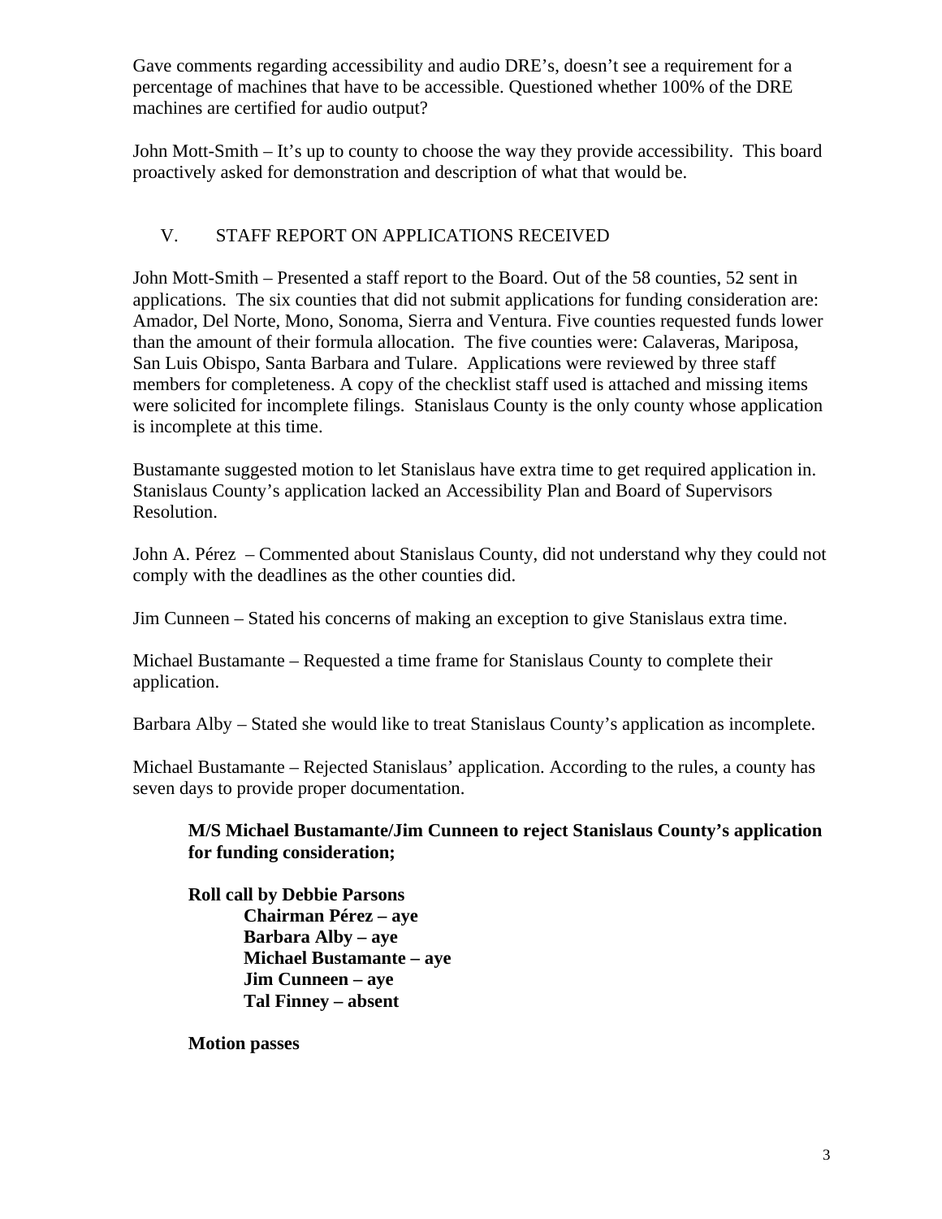Gave comments regarding accessibility and audio DRE's, doesn't see a requirement for a percentage of machines that have to be accessible. Questioned whether 100% of the DRE machines are certified for audio output?

John Mott-Smith – It's up to county to choose the way they provide accessibility. This board proactively asked for demonstration and description of what that would be.

## V. STAFF REPORT ON APPLICATIONS RECEIVED

John Mott-Smith – Presented a staff report to the Board. Out of the 58 counties, 52 sent in applications. The six counties that did not submit applications for funding consideration are: Amador, Del Norte, Mono, Sonoma, Sierra and Ventura. Five counties requested funds lower than the amount of their formula allocation. The five counties were: Calaveras, Mariposa, San Luis Obispo, Santa Barbara and Tulare. Applications were reviewed by three staff members for completeness. A copy of the checklist staff used is attached and missing items were solicited for incomplete filings. Stanislaus County is the only county whose application is incomplete at this time.

Bustamante suggested motion to let Stanislaus have extra time to get required application in. Stanislaus County's application lacked an Accessibility Plan and Board of Supervisors Resolution.

John A. Pérez – Commented about Stanislaus County, did not understand why they could not comply with the deadlines as the other counties did.

Jim Cunneen – Stated his concerns of making an exception to give Stanislaus extra time.

Michael Bustamante – Requested a time frame for Stanislaus County to complete their application.

Barbara Alby – Stated she would like to treat Stanislaus County's application as incomplete.

Michael Bustamante – Rejected Stanislaus' application. According to the rules, a county has seven days to provide proper documentation.

> **M/S Michael Bustamante/Jim Cunneen to reject Stanislaus County's application for funding consideration;**
>
> **Roll call by Debbie Parsons**
> **Chairman Pérez – aye**
> **Barbara Alby – aye**
> **Michael Bustamante – aye**
> **Jim Cunneen – aye**
> **Tal Finney – absent**
>
> **Motion passes**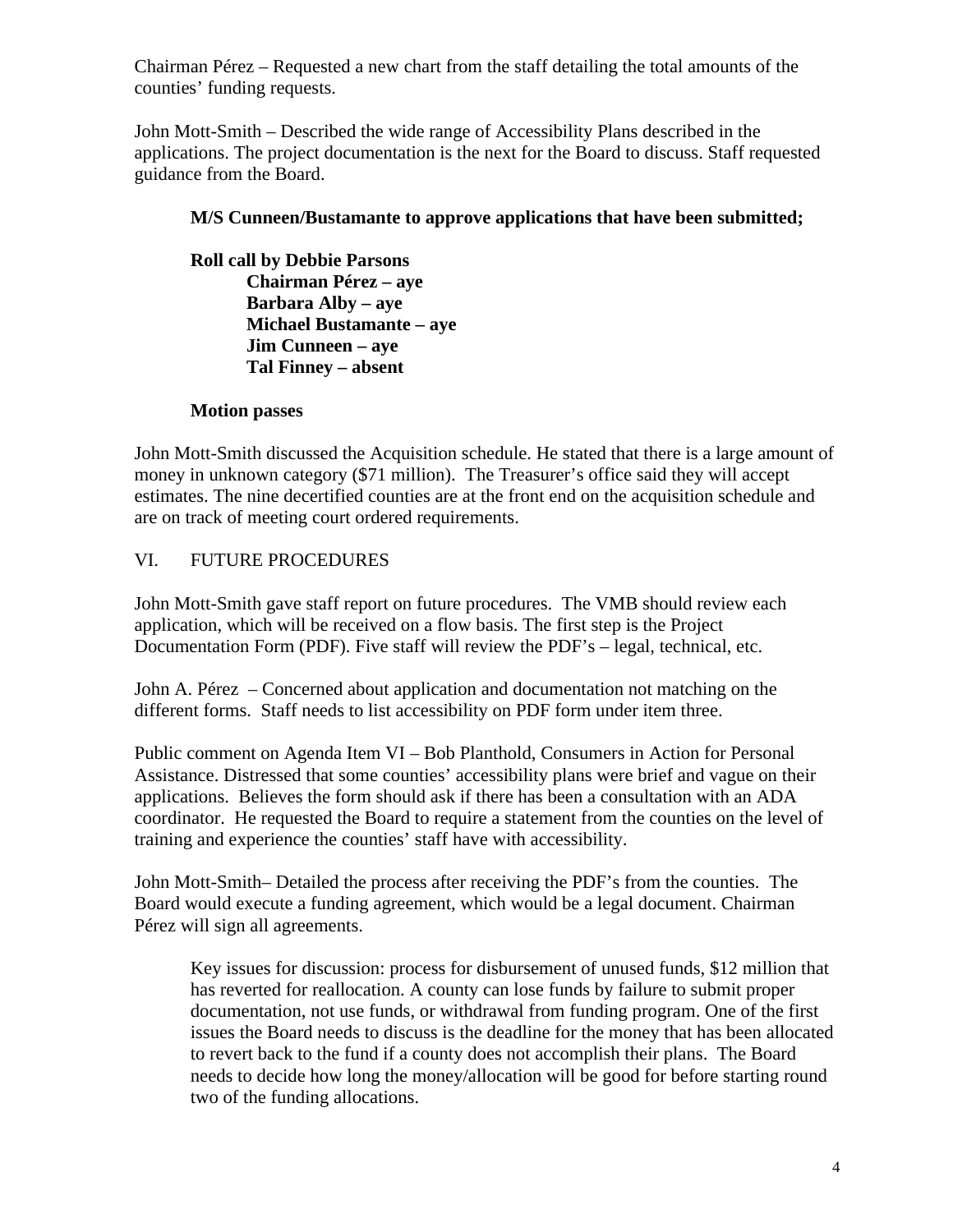Chairman Pérez – Requested a new chart from the staff detailing the total amounts of the counties' funding requests.

John Mott-Smith – Described the wide range of Accessibility Plans described in the applications. The project documentation is the next for the Board to discuss. Staff requested guidance from the Board.

**M/S Cunneen/Bustamante to approve applications that have been submitted;**

**Roll call by Debbie Parsons**
**Chairman Pérez – aye**
**Barbara Alby – aye**
**Michael Bustamante – aye**
**Jim Cunneen – aye**
**Tal Finney – absent**

**Motion passes**

John Mott-Smith discussed the Acquisition schedule. He stated that there is a large amount of money in unknown category ($71 million). The Treasurer's office said they will accept estimates. The nine decertified counties are at the front end on the acquisition schedule and are on track of meeting court ordered requirements.

## VI. FUTURE PROCEDURES

John Mott-Smith gave staff report on future procedures. The VMB should review each application, which will be received on a flow basis. The first step is the Project Documentation Form (PDF). Five staff will review the PDF's – legal, technical, etc.

John A. Pérez – Concerned about application and documentation not matching on the different forms. Staff needs to list accessibility on PDF form under item three.

Public comment on Agenda Item VI – Bob Planthold, Consumers in Action for Personal Assistance. Distressed that some counties' accessibility plans were brief and vague on their applications. Believes the form should ask if there has been a consultation with an ADA coordinator. He requested the Board to require a statement from the counties on the level of training and experience the counties' staff have with accessibility.

John Mott-Smith– Detailed the process after receiving the PDF's from the counties. The Board would execute a funding agreement, which would be a legal document. Chairman Pérez will sign all agreements.

Key issues for discussion: process for disbursement of unused funds, $12 million that has reverted for reallocation. A county can lose funds by failure to submit proper documentation, not use funds, or withdrawal from funding program. One of the first issues the Board needs to discuss is the deadline for the money that has been allocated to revert back to the fund if a county does not accomplish their plans. The Board needs to decide how long the money/allocation will be good for before starting round two of the funding allocations.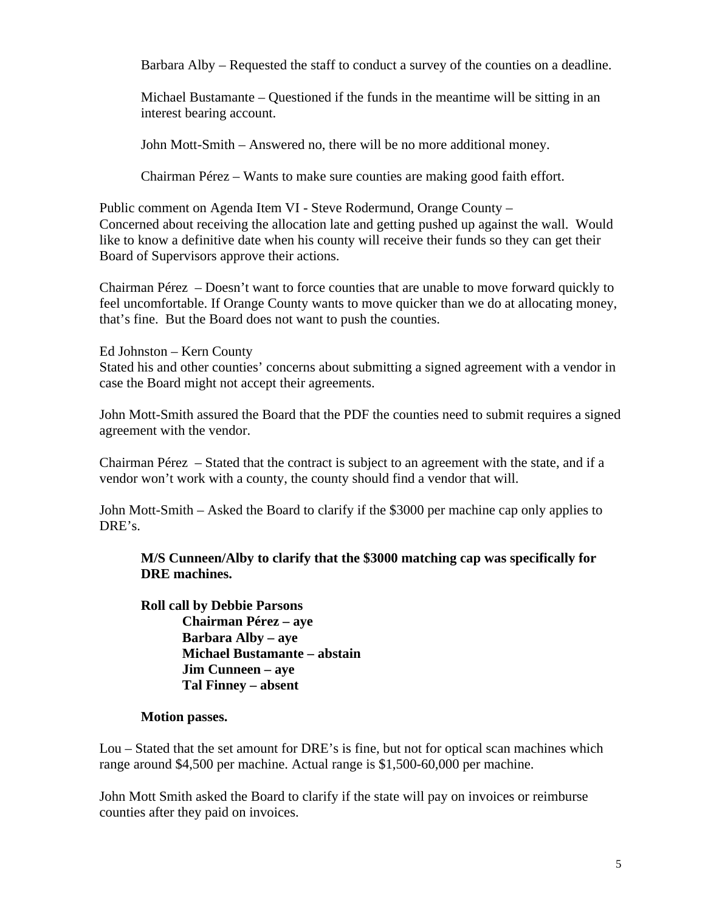Barbara Alby – Requested the staff to conduct a survey of the counties on a deadline.

Michael Bustamante – Questioned if the funds in the meantime will be sitting in an interest bearing account.

John Mott-Smith – Answered no, there will be no more additional money.

Chairman Pérez – Wants to make sure counties are making good faith effort.

Public comment on Agenda Item VI - Steve Rodermund, Orange County –
Concerned about receiving the allocation late and getting pushed up against the wall. Would like to know a definitive date when his county will receive their funds so they can get their Board of Supervisors approve their actions.

Chairman Pérez – Doesn't want to force counties that are unable to move forward quickly to feel uncomfortable. If Orange County wants to move quicker than we do at allocating money, that's fine. But the Board does not want to push the counties.

Ed Johnston – Kern County
Stated his and other counties' concerns about submitting a signed agreement with a vendor in case the Board might not accept their agreements.

John Mott-Smith assured the Board that the PDF the counties need to submit requires a signed agreement with the vendor.

Chairman Pérez – Stated that the contract is subject to an agreement with the state, and if a vendor won't work with a county, the county should find a vendor that will.

John Mott-Smith – Asked the Board to clarify if the $3000 per machine cap only applies to DRE's.

**M/S Cunneen/Alby to clarify that the $3000 matching cap was specifically for DRE machines.**

**Roll call by Debbie Parsons**
**Chairman Pérez – aye**
**Barbara Alby – aye**
**Michael Bustamante – abstain**
**Jim Cunneen – aye**
**Tal Finney – absent**

**Motion passes.**

Lou – Stated that the set amount for DRE's is fine, but not for optical scan machines which range around $4,500 per machine. Actual range is $1,500-60,000 per machine.

John Mott Smith asked the Board to clarify if the state will pay on invoices or reimburse counties after they paid on invoices.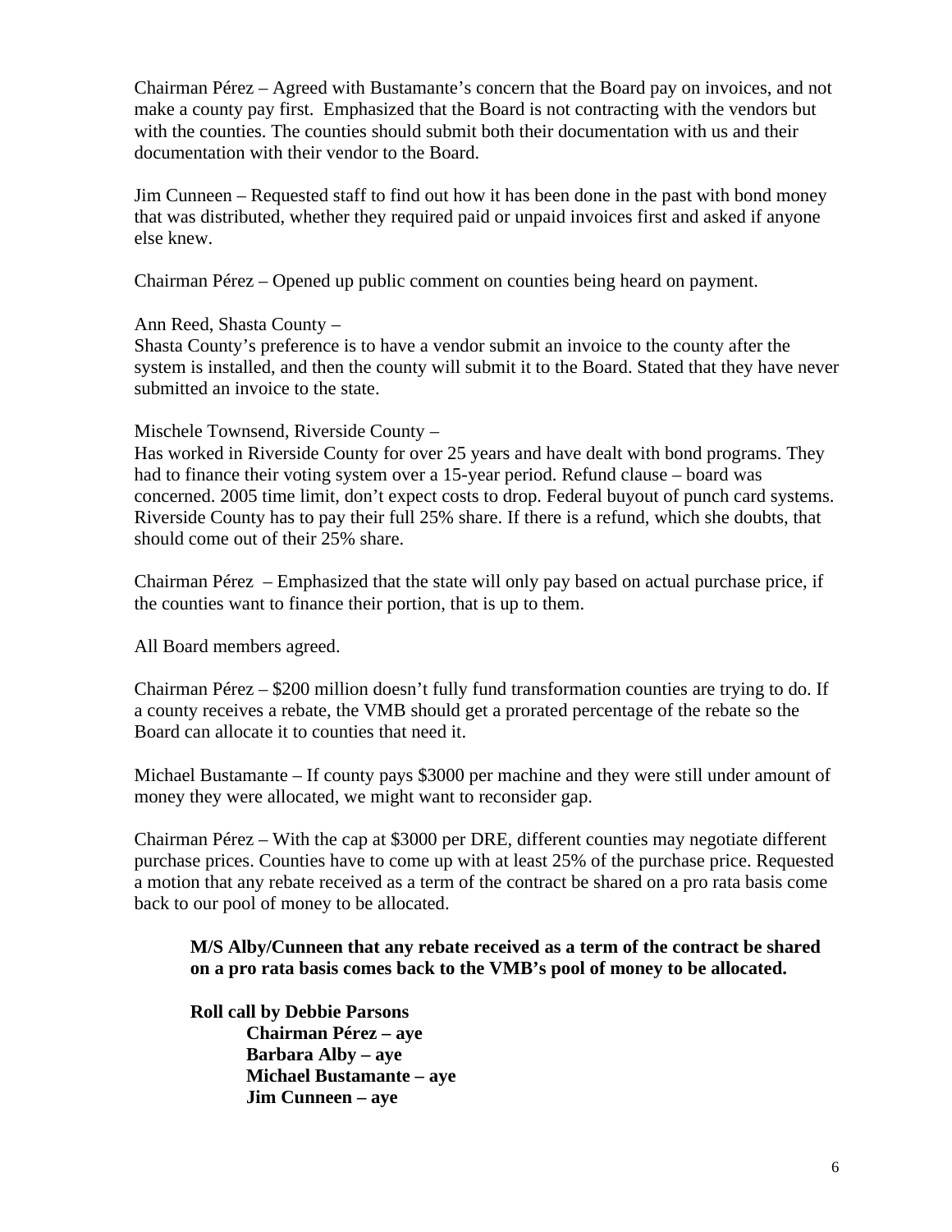Chairman Pérez – Agreed with Bustamante's concern that the Board pay on invoices, and not make a county pay first. Emphasized that the Board is not contracting with the vendors but with the counties. The counties should submit both their documentation with us and their documentation with their vendor to the Board.

Jim Cunneen – Requested staff to find out how it has been done in the past with bond money that was distributed, whether they required paid or unpaid invoices first and asked if anyone else knew.

Chairman Pérez – Opened up public comment on counties being heard on payment.

Ann Reed, Shasta County –
Shasta County's preference is to have a vendor submit an invoice to the county after the system is installed, and then the county will submit it to the Board. Stated that they have never submitted an invoice to the state.

Mischele Townsend, Riverside County –
Has worked in Riverside County for over 25 years and have dealt with bond programs. They had to finance their voting system over a 15-year period. Refund clause – board was concerned. 2005 time limit, don't expect costs to drop. Federal buyout of punch card systems. Riverside County has to pay their full 25% share. If there is a refund, which she doubts, that should come out of their 25% share.

Chairman Pérez – Emphasized that the state will only pay based on actual purchase price, if the counties want to finance their portion, that is up to them.

All Board members agreed.

Chairman Pérez – $200 million doesn't fully fund transformation counties are trying to do. If a county receives a rebate, the VMB should get a prorated percentage of the rebate so the Board can allocate it to counties that need it.

Michael Bustamante – If county pays $3000 per machine and they were still under amount of money they were allocated, we might want to reconsider gap.

Chairman Pérez – With the cap at $3000 per DRE, different counties may negotiate different purchase prices. Counties have to come up with at least 25% of the purchase price. Requested a motion that any rebate received as a term of the contract be shared on a pro rata basis come back to our pool of money to be allocated.

> **M/S Alby/Cunneen that any rebate received as a term of the contract be shared on a pro rata basis comes back to the VMB's pool of money to be allocated.**
>
> **Roll call by Debbie Parsons**
> **Chairman Pérez – aye**
> **Barbara Alby – aye**
> **Michael Bustamante – aye**
> **Jim Cunneen – aye**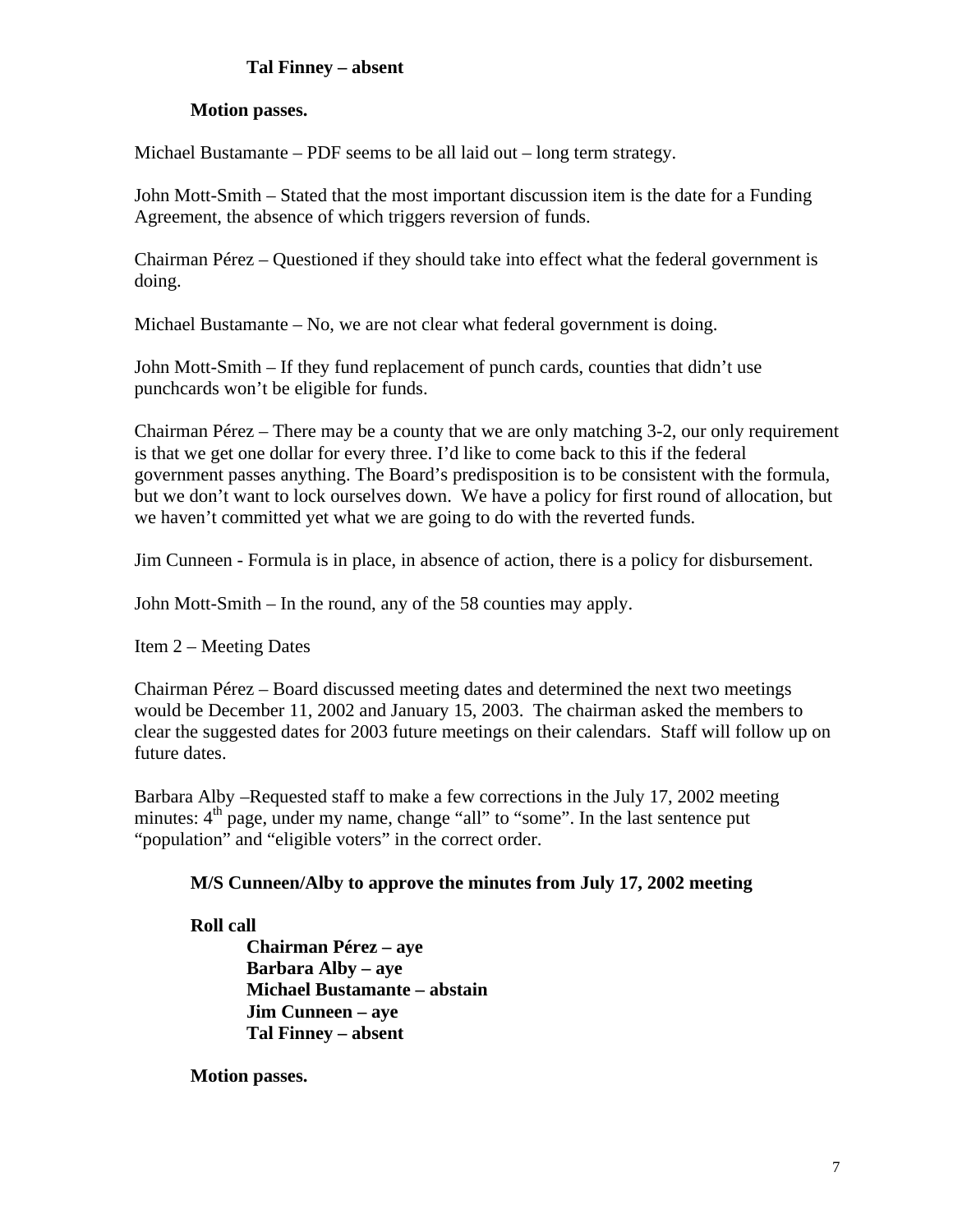**Tal Finney – absent**

**Motion passes.**

Michael Bustamante – PDF seems to be all laid out – long term strategy.

John Mott-Smith – Stated that the most important discussion item is the date for a Funding Agreement, the absence of which triggers reversion of funds.

Chairman Pérez – Questioned if they should take into effect what the federal government is doing.

Michael Bustamante – No, we are not clear what federal government is doing.

John Mott-Smith – If they fund replacement of punch cards, counties that didn't use punchcards won't be eligible for funds.

Chairman Pérez – There may be a county that we are only matching 3-2, our only requirement is that we get one dollar for every three. I'd like to come back to this if the federal government passes anything. The Board's predisposition is to be consistent with the formula, but we don't want to lock ourselves down. We have a policy for first round of allocation, but we haven't committed yet what we are going to do with the reverted funds.

Jim Cunneen - Formula is in place, in absence of action, there is a policy for disbursement.

John Mott-Smith – In the round, any of the 58 counties may apply.

Item 2 – Meeting Dates

Chairman Pérez – Board discussed meeting dates and determined the next two meetings would be December 11, 2002 and January 15, 2003. The chairman asked the members to clear the suggested dates for 2003 future meetings on their calendars. Staff will follow up on future dates.

Barbara Alby –Requested staff to make a few corrections in the July 17, 2002 meeting minutes: 4th page, under my name, change "all" to "some". In the last sentence put "population" and "eligible voters" in the correct order.

**M/S Cunneen/Alby to approve the minutes from July 17, 2002 meeting**

**Roll call**
- **Chairman Pérez – aye**
- **Barbara Alby – aye**
- **Michael Bustamante – abstain**
- **Jim Cunneen – aye**
- **Tal Finney – absent**

**Motion passes.**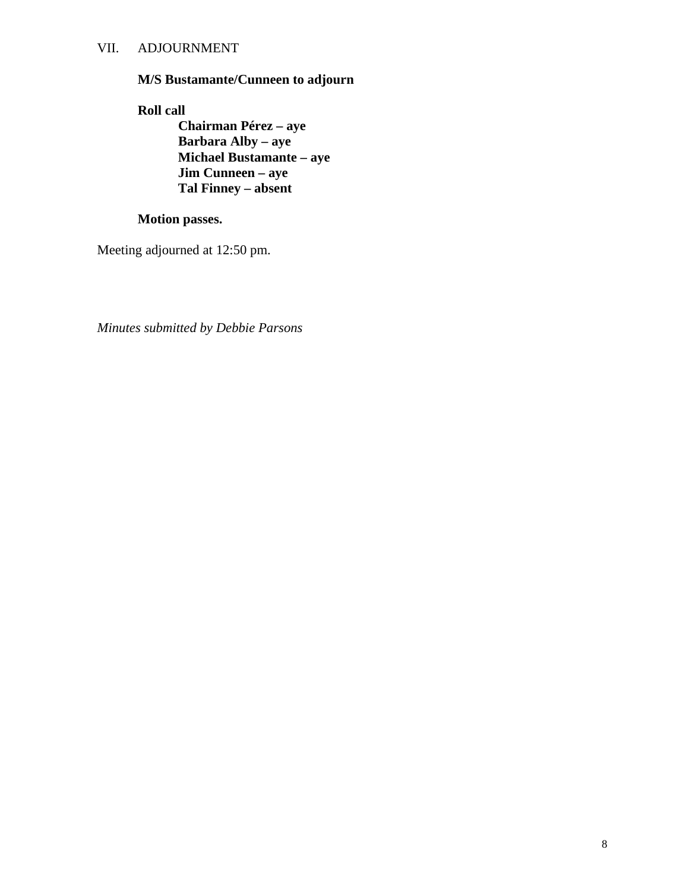VII. ADJOURNMENT

**M/S Bustamante/Cunneen to adjourn**

**Roll call**

**Chairman Pérez – aye**
**Barbara Alby – aye**
**Michael Bustamante – aye**
**Jim Cunneen – aye**
**Tal Finney – absent**

**Motion passes.**

Meeting adjourned at 12:50 pm.

*Minutes submitted by Debbie Parsons*